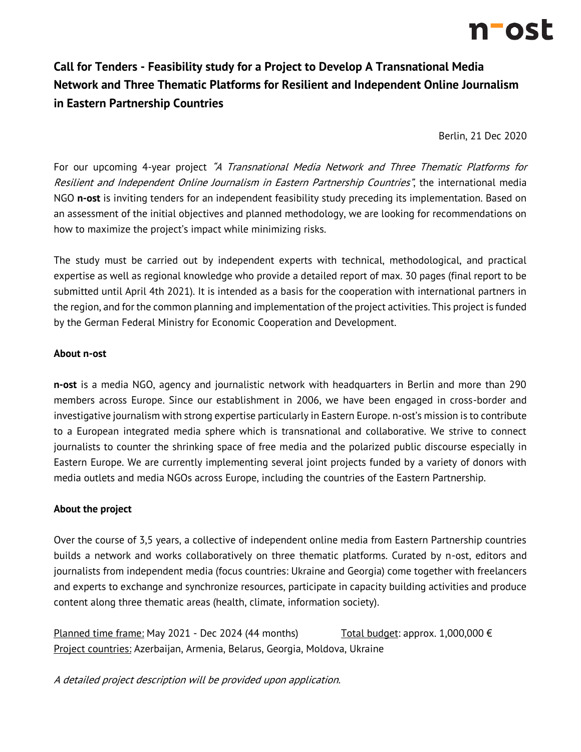# Call for Tenders - Feasibility study for a Project to Develop A Transnational Media Network and Three Thematic Platforms for Resilient and Independent Online Journalism in Eastern Partnership Countries

Berlin, 21 Dec 2020

For our upcoming 4-year project *"A Transnational Media Network and Three Thematic Platforms for Resilient and Independent Online Journalism in Eastern Partnership Countries"*, the international media NGO **n-ost** is inviting tenders for an independent feasibility study preceding its implementation. Based on an assessment of the initial objectives and planned methodology, we are looking for recommendations on how to maximize the project's impact while minimizing risks.

The study must be carried out by independent experts with technical, methodological, and practical expertise as well as regional knowledge who provide a detailed report of max. 30 pages (final report to be submitted until April 4th 2021). It is intended as a basis for the cooperation with international partners in the region, and for the common planning and implementation of the project activities. This project is funded by the German Federal Ministry for Economic Cooperation and Development.

**About n-ost**

**n-ost** is a media NGO, agency and journalistic network with headquarters in Berlin and more than 290 members across Europe. Since our establishment in 2006, we have been engaged in cross-border and investigative journalism with strong expertise particularly in Eastern Europe. n-ost's mission is to contribute to a European integrated media sphere which is transnational and collaborative. We strive to connect journalists to counter the shrinking space of free media and the polarized public discourse especially in Eastern Europe. We are currently implementing several joint projects funded by a variety of donors with media outlets and media NGOs across Europe, including the countries of the Eastern Partnership.

**About the project**

Over the course of 3,5 years, a collective of independent online media from Eastern Partnership countries builds a network and works collaboratively on three thematic platforms. Curated by n-ost, editors and journalists from independent media (focus countries: Ukraine and Georgia) come together with freelancers and experts to exchange and synchronize resources, participate in capacity building activities and produce content along three thematic areas (health, climate, information society).

Planned time frame: May 2021 - Dec 2024 (44 months)　　　Total budget: approx. 1,000,000 €
Project countries: Azerbaijan, Armenia, Belarus, Georgia, Moldova, Ukraine

*A detailed project description will be provided upon application.*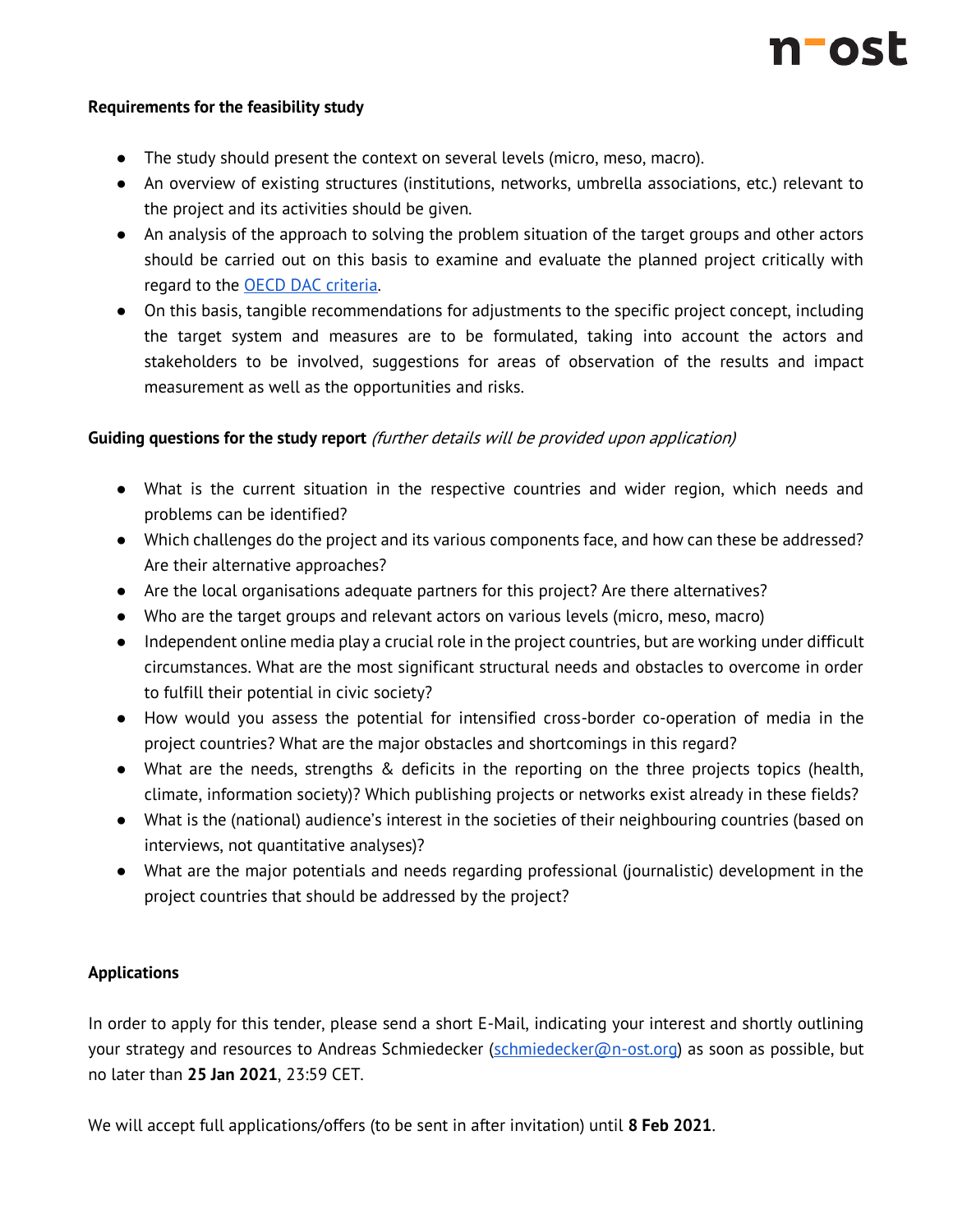**Requirements for the feasibility study**

- The study should present the context on several levels (micro, meso, macro).
- An overview of existing structures (institutions, networks, umbrella associations, etc.) relevant to the project and its activities should be given.
- An analysis of the approach to solving the problem situation of the target groups and other actors should be carried out on this basis to examine and evaluate the planned project critically with regard to the OECD DAC criteria.
- On this basis, tangible recommendations for adjustments to the specific project concept, including the target system and measures are to be formulated, taking into account the actors and stakeholders to be involved, suggestions for areas of observation of the results and impact measurement as well as the opportunities and risks.

**Guiding questions for the study report** *(further details will be provided upon application)*

- What is the current situation in the respective countries and wider region, which needs and problems can be identified?
- Which challenges do the project and its various components face, and how can these be addressed? Are their alternative approaches?
- Are the local organisations adequate partners for this project? Are there alternatives?
- Who are the target groups and relevant actors on various levels (micro, meso, macro)
- Independent online media play a crucial role in the project countries, but are working under difficult circumstances. What are the most significant structural needs and obstacles to overcome in order to fulfill their potential in civic society?
- How would you assess the potential for intensified cross-border co-operation of media in the project countries? What are the major obstacles and shortcomings in this regard?
- What are the needs, strengths & deficits in the reporting on the three projects topics (health, climate, information society)? Which publishing projects or networks exist already in these fields?
- What is the (national) audience's interest in the societies of their neighbouring countries (based on interviews, not quantitative analyses)?
- What are the major potentials and needs regarding professional (journalistic) development in the project countries that should be addressed by the project?

**Applications**

In order to apply for this tender, please send a short E-Mail, indicating your interest and shortly outlining your strategy and resources to Andreas Schmiedecker (schmiedecker@n-ost.org) as soon as possible, but no later than **25 Jan 2021**, 23:59 CET.

We will accept full applications/offers (to be sent in after invitation) until **8 Feb 2021**.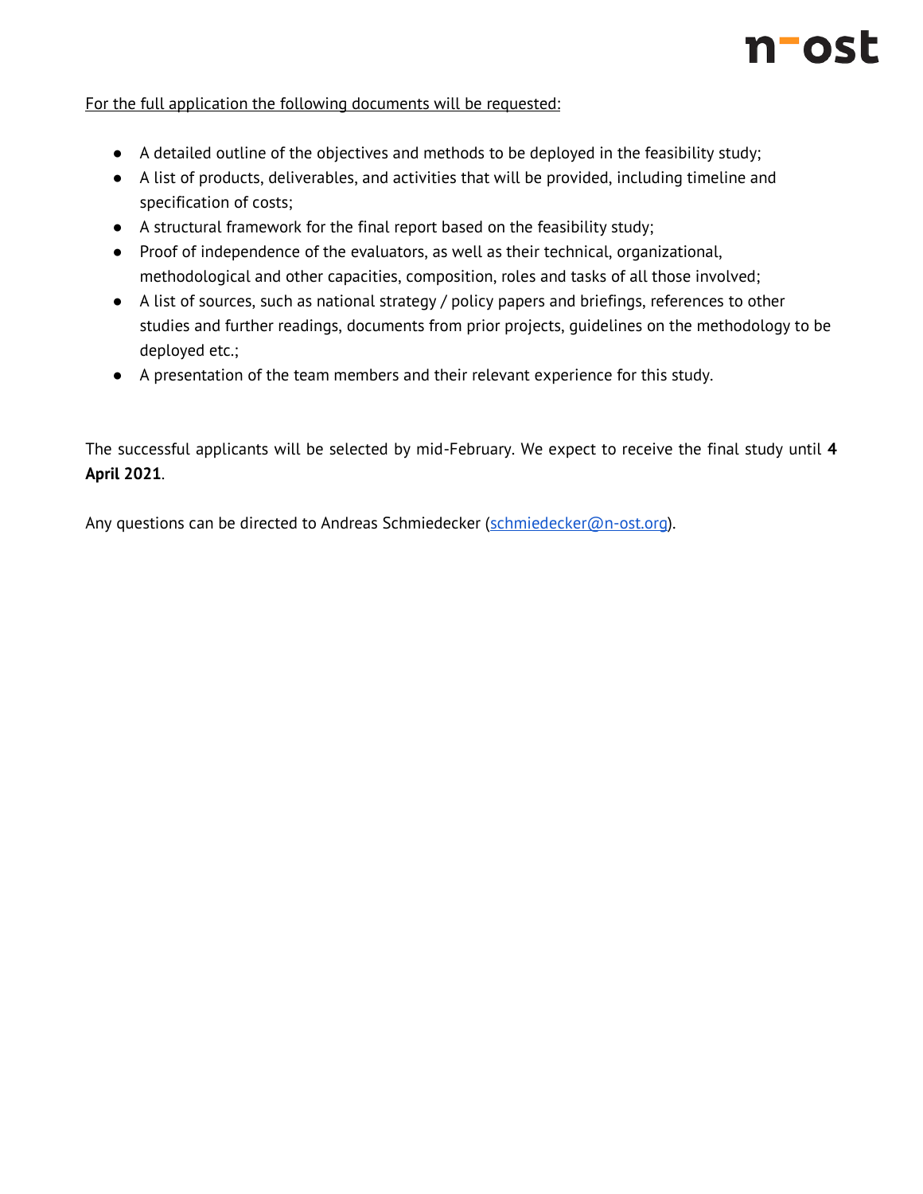For the full application the following documents will be requested:

- A detailed outline of the objectives and methods to be deployed in the feasibility study;
- A list of products, deliverables, and activities that will be provided, including timeline and specification of costs;
- A structural framework for the final report based on the feasibility study;
- Proof of independence of the evaluators, as well as their technical, organizational, methodological and other capacities, composition, roles and tasks of all those involved;
- A list of sources, such as national strategy / policy papers and briefings, references to other studies and further readings, documents from prior projects, guidelines on the methodology to be deployed etc.;
- A presentation of the team members and their relevant experience for this study.

The successful applicants will be selected by mid-February. We expect to receive the final study until **4 April 2021**.

Any questions can be directed to Andreas Schmiedecker (schmiedecker@n-ost.org).